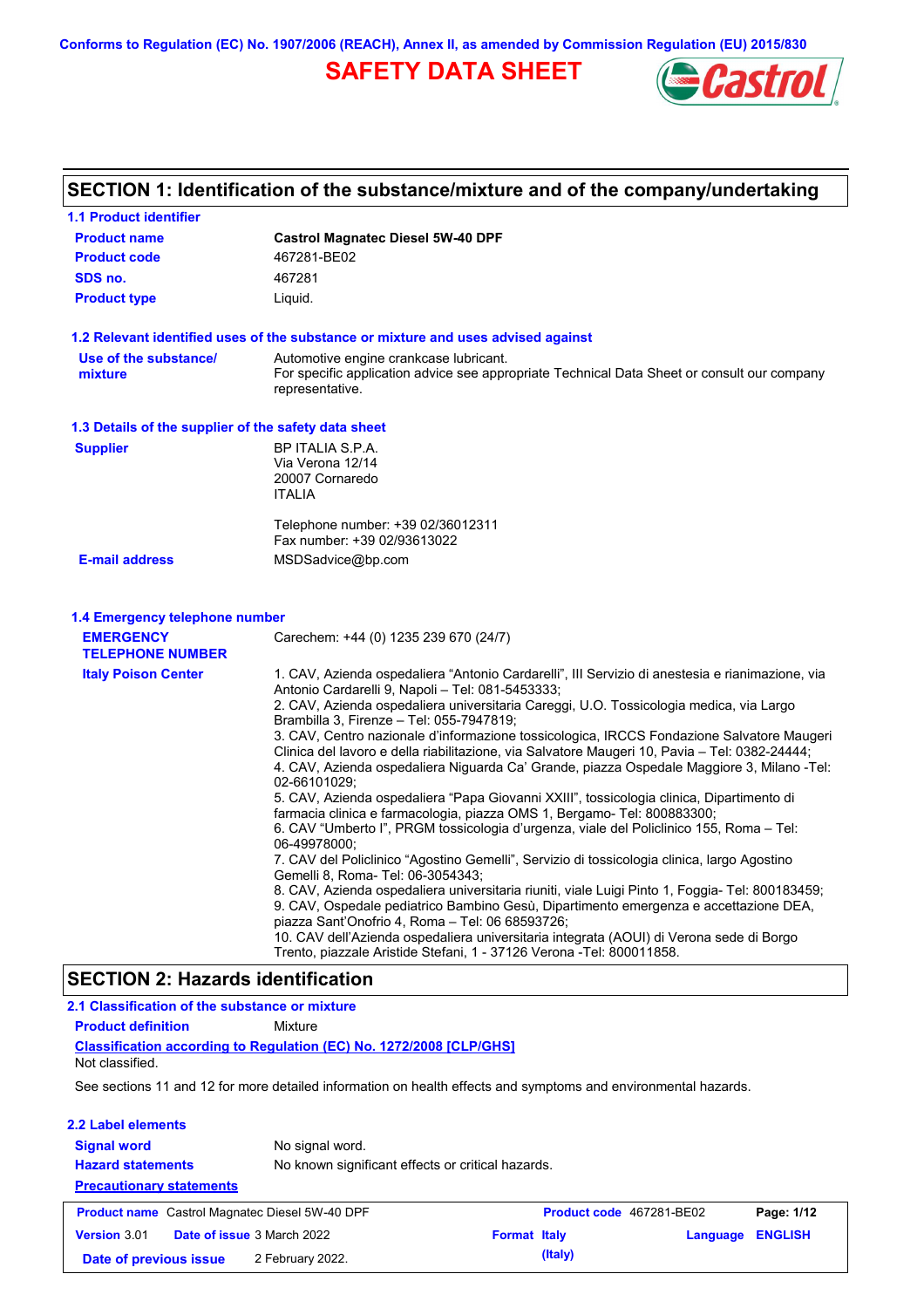Conforms to Regulation (EC) No. 1907/2006 (REACH), Annex II, as amended by Commission Regulation (EU) 2015/830

# SAFETY DATA SHEET

## SECTION 1: Identification of the substance/mixture and of the company/undertaking

### 1.1 Product identifier

| | |
|---|---|
| **Product name** | **Castrol Magnatec Diesel 5W-40 DPF** |
| **Product code** | 467281-BE02 |
| **SDS no.** | 467281 |
| **Product type** | Liquid. |

### 1.2 Relevant identified uses of the substance or mixture and uses advised against

| | |
|---|---|
| **Use of the substance/ mixture** | Automotive engine crankcase lubricant. For specific application advice see appropriate Technical Data Sheet or consult our company representative. |

### 1.3 Details of the supplier of the safety data sheet

| | |
|---|---|
| **Supplier** | BP ITALIA S.P.A. Via Verona 12/14 20007 Cornaredo ITALIA<br><br>Telephone number: +39 02/36012311 Fax number: +39 02/93613022 |
| **E-mail address** | MSDSadvice@bp.com |

### 1.4 Emergency telephone number

| | |
|---|---|
| **EMERGENCY TELEPHONE NUMBER** | Carechem: +44 (0) 1235 239 670 (24/7) |
| **Italy Poison Center** | 1. CAV, Azienda ospedaliera “Antonio Cardarelli”, III Servizio di anestesia e rianimazione, via Antonio Cardarelli 9, Napoli – Tel: 081-5453333;<br>2. CAV, Azienda ospedaliera universitaria Careggi, U.O. Tossicologia medica, via Largo Brambilla 3, Firenze – Tel: 055-7947819;<br>3. CAV, Centro nazionale d’informazione tossicologica, IRCCS Fondazione Salvatore Maugeri Clinica del lavoro e della riabilitazione, via Salvatore Maugeri 10, Pavia – Tel: 0382-24444;<br>4. CAV, Azienda ospedaliera Niguarda Ca’ Grande, piazza Ospedale Maggiore 3, Milano -Tel: 02-66101029;<br>5. CAV, Azienda ospedaliera “Papa Giovanni XXIII”, tossicologia clinica, Dipartimento di farmacia clinica e farmacologia, piazza OMS 1, Bergamo- Tel: 800883300;<br>6. CAV “Umberto I”, PRGM tossicologia d’urgenza, viale del Policlinico 155, Roma – Tel: 06-49978000;<br>7. CAV del Policlinico “Agostino Gemelli”, Servizio di tossicologia clinica, largo Agostino Gemelli 8, Roma- Tel: 06-3054343;<br>8. CAV, Azienda ospedaliera universitaria riuniti, viale Luigi Pinto 1, Foggia- Tel: 800183459;<br>9. CAV, Ospedale pediatrico Bambino Gesù, Dipartimento emergenza e accettazione DEA, piazza Sant’Onofrio 4, Roma – Tel: 06 68593726;<br>10. CAV dell’Azienda ospedaliera universitaria integrata (AOUI) di Verona sede di Borgo Trento, piazzale Aristide Stefani, 1 - 37126 Verona -Tel: 800011858. |

## SECTION 2: Hazards identification

### 2.1 Classification of the substance or mixture

**Product definition** Mixture

**Classification according to Regulation (EC) No. 1272/2008 [CLP/GHS]**

Not classified.

See sections 11 and 12 for more detailed information on health effects and symptoms and environmental hazards.

### 2.2 Label elements

| | |
|---|---|
| **Signal word** | No signal word. |
| **Hazard statements** | No known significant effects or critical hazards. |

**Precautionary statements**

| | | | |
|---|---|---|---|
| **Product name** Castrol Magnatec Diesel 5W-40 DPF | | **Product code** 467281-BE02 | |
| **Version** 3.01 | **Date of issue** 3 March 2022 | **Format** Italy (Italy) | **Language** ENGLISH |
| **Date of previous issue** | 2 February 2022. | | |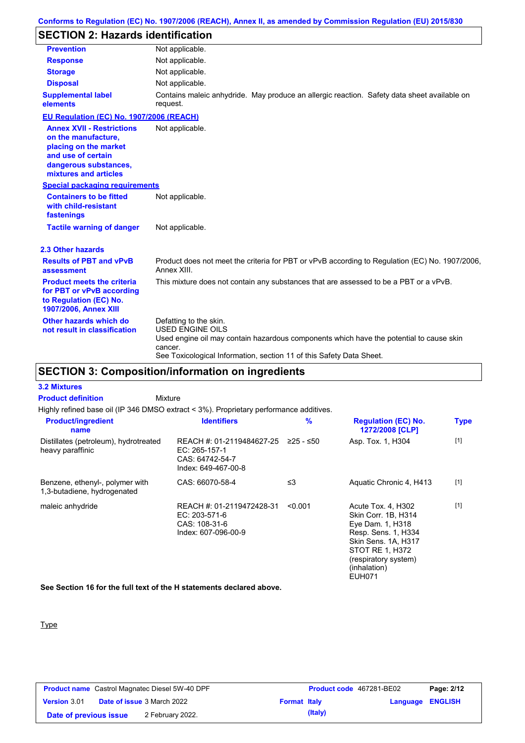## SECTION 2: Hazards identification

| | |
|---|---|
| **Prevention** | Not applicable. |
| **Response** | Not applicable. |
| **Storage** | Not applicable. |
| **Disposal** | Not applicable. |
| **Supplemental label elements** | Contains maleic anhydride. May produce an allergic reaction. Safety data sheet available on request. |

**EU Regulation (EC) No. 1907/2006 (REACH)**

| | |
|---|---|
| **Annex XVII - Restrictions on the manufacture, placing on the market and use of certain dangerous substances, mixtures and articles** | Not applicable. |

**Special packaging requirements**

| | |
|---|---|
| **Containers to be fitted with child-resistant fastenings** | Not applicable. |
| **Tactile warning of danger** | Not applicable. |

### 2.3 Other hazards

| | |
|---|---|
| **Results of PBT and vPvB assessment** | Product does not meet the criteria for PBT or vPvB according to Regulation (EC) No. 1907/2006, Annex XIII. |
| **Product meets the criteria for PBT or vPvB according to Regulation (EC) No. 1907/2006, Annex XIII** | This mixture does not contain any substances that are assessed to be a PBT or a vPvB. |
| **Other hazards which do not result in classification** | Defatting to the skin.<br>USED ENGINE OILS<br>Used engine oil may contain hazardous components which have the potential to cause skin cancer.<br>See Toxicological Information, section 11 of this Safety Data Sheet. |

## SECTION 3: Composition/information on ingredients

### 3.2 Mixtures

**Product definition** Mixture

Highly refined base oil (IP 346 DMSO extract < 3%). Proprietary performance additives.

| Product/ingredient name | Identifiers | % | Regulation (EC) No. 1272/2008 [CLP] | Type |
|---|---|---|---|---|
| Distillates (petroleum), hydrotreated heavy paraffinic | REACH #: 01-2119484627-25<br>EC: 265-157-1<br>CAS: 64742-54-7<br>Index: 649-467-00-8 | ≥25 - ≤50 | Asp. Tox. 1, H304 | [1] |
| Benzene, ethenyl-, polymer with 1,3-butadiene, hydrogenated | CAS: 66070-58-4 | ≤3 | Aquatic Chronic 4, H413 | [1] |
| maleic anhydride | REACH #: 01-2119472428-31<br>EC: 203-571-6<br>CAS: 108-31-6<br>Index: 607-096-00-9 | <0.001 | Acute Tox. 4, H302<br>Skin Corr. 1B, H314<br>Eye Dam. 1, H318<br>Resp. Sens. 1, H334<br>Skin Sens. 1A, H317<br>STOT RE 1, H372 (respiratory system) (inhalation)<br>EUH071 | [1] |

**See Section 16 for the full text of the H statements declared above.**

Type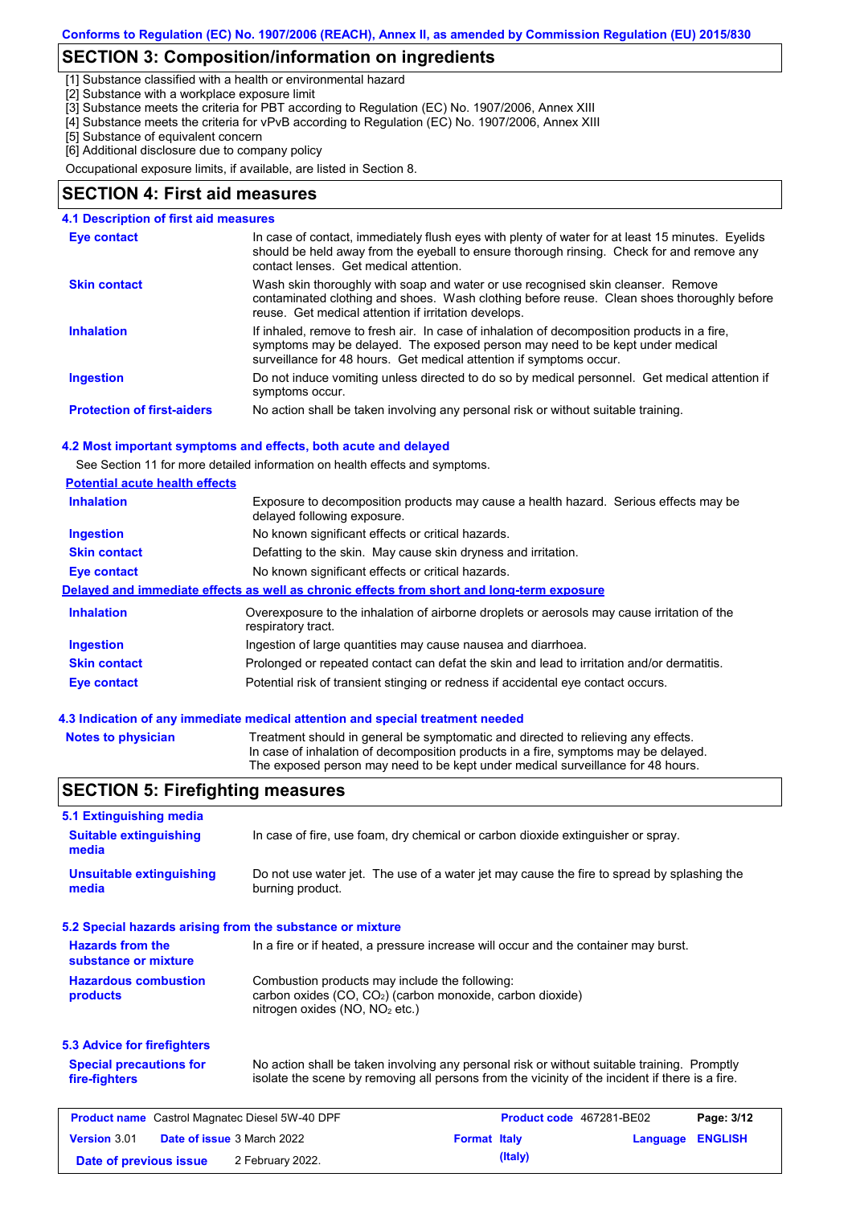## SECTION 3: Composition/information on ingredients

[1] Substance classified with a health or environmental hazard
[2] Substance with a workplace exposure limit
[3] Substance meets the criteria for PBT according to Regulation (EC) No. 1907/2006, Annex XIII
[4] Substance meets the criteria for vPvB according to Regulation (EC) No. 1907/2006, Annex XIII
[5] Substance of equivalent concern
[6] Additional disclosure due to company policy

Occupational exposure limits, if available, are listed in Section 8.

## SECTION 4: First aid measures

### 4.1 Description of first aid measures

**Eye contact**: In case of contact, immediately flush eyes with plenty of water for at least 15 minutes. Eyelids should be held away from the eyeball to ensure thorough rinsing. Check for and remove any contact lenses. Get medical attention.

**Skin contact**: Wash skin thoroughly with soap and water or use recognised skin cleanser. Remove contaminated clothing and shoes. Wash clothing before reuse. Clean shoes thoroughly before reuse. Get medical attention if irritation develops.

**Inhalation**: If inhaled, remove to fresh air. In case of inhalation of decomposition products in a fire, symptoms may be delayed. The exposed person may need to be kept under medical surveillance for 48 hours. Get medical attention if symptoms occur.

**Ingestion**: Do not induce vomiting unless directed to do so by medical personnel. Get medical attention if symptoms occur.

**Protection of first-aiders**: No action shall be taken involving any personal risk or without suitable training.

### 4.2 Most important symptoms and effects, both acute and delayed

See Section 11 for more detailed information on health effects and symptoms.

**Potential acute health effects**

**Inhalation**: Exposure to decomposition products may cause a health hazard. Serious effects may be delayed following exposure.

**Ingestion**: No known significant effects or critical hazards.

**Skin contact**: Defatting to the skin. May cause skin dryness and irritation.

**Eye contact**: No known significant effects or critical hazards.

**Delayed and immediate effects as well as chronic effects from short and long-term exposure**

**Inhalation**: Overexposure to the inhalation of airborne droplets or aerosols may cause irritation of the respiratory tract.

**Ingestion**: Ingestion of large quantities may cause nausea and diarrhoea.

**Skin contact**: Prolonged or repeated contact can defat the skin and lead to irritation and/or dermatitis.

**Eye contact**: Potential risk of transient stinging or redness if accidental eye contact occurs.

### 4.3 Indication of any immediate medical attention and special treatment needed

**Notes to physician**: Treatment should in general be symptomatic and directed to relieving any effects. In case of inhalation of decomposition products in a fire, symptoms may be delayed. The exposed person may need to be kept under medical surveillance for 48 hours.

## SECTION 5: Firefighting measures

### 5.1 Extinguishing media

**Suitable extinguishing media**: In case of fire, use foam, dry chemical or carbon dioxide extinguisher or spray.

**Unsuitable extinguishing media**: Do not use water jet. The use of a water jet may cause the fire to spread by splashing the burning product.

### 5.2 Special hazards arising from the substance or mixture

**Hazards from the substance or mixture**: In a fire or if heated, a pressure increase will occur and the container may burst.

**Hazardous combustion products**: Combustion products may include the following:
carbon oxides (CO, $CO_2$) (carbon monoxide, carbon dioxide)
nitrogen oxides (NO, $NO_2$ etc.)

### 5.3 Advice for firefighters

**Special precautions for fire-fighters**: No action shall be taken involving any personal risk or without suitable training. Promptly isolate the scene by removing all persons from the vicinity of the incident if there is a fire.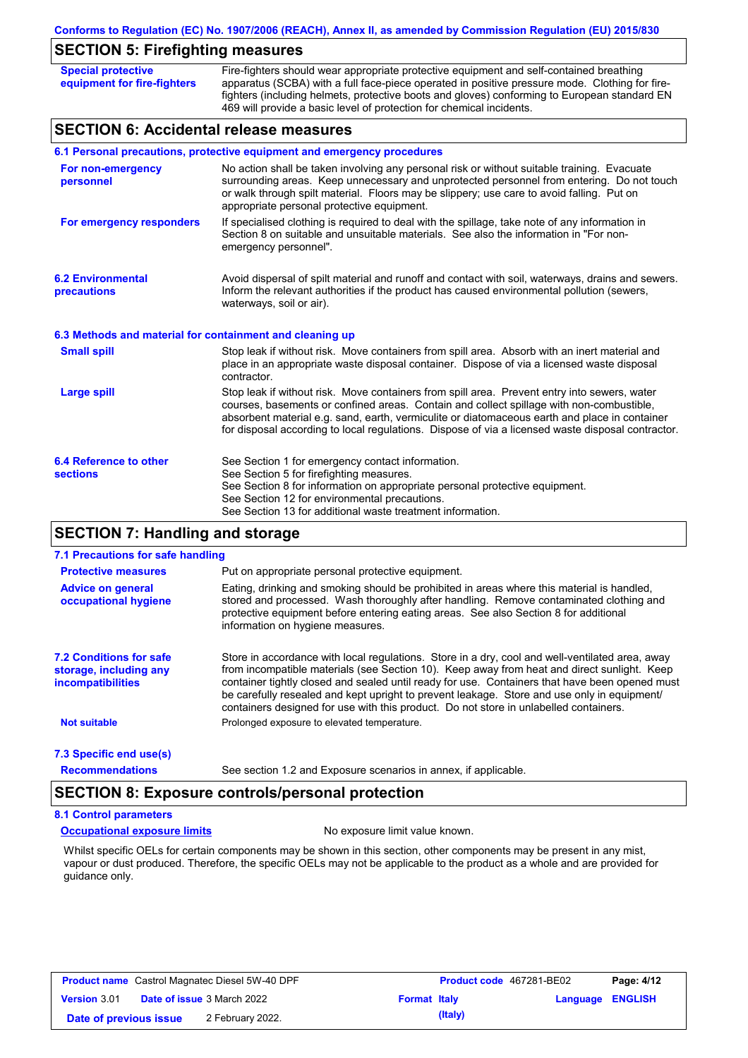## SECTION 5: Firefighting measures

| | |
|---|---|
| **Special protective equipment for fire-fighters** | Fire-fighters should wear appropriate protective equipment and self-contained breathing apparatus (SCBA) with a full face-piece operated in positive pressure mode. Clothing for fire-fighters (including helmets, protective boots and gloves) conforming to European standard EN 469 will provide a basic level of protection for chemical incidents. |

## SECTION 6: Accidental release measures

### 6.1 Personal precautions, protective equipment and emergency procedures

| | |
|---|---|
| **For non-emergency personnel** | No action shall be taken involving any personal risk or without suitable training. Evacuate surrounding areas. Keep unnecessary and unprotected personnel from entering. Do not touch or walk through spilt material. Floors may be slippery; use care to avoid falling. Put on appropriate personal protective equipment. |
| **For emergency responders** | If specialised clothing is required to deal with the spillage, take note of any information in Section 8 on suitable and unsuitable materials. See also the information in "For non-emergency personnel". |

| | |
|---|---|
| **6.2 Environmental precautions** | Avoid dispersal of spilt material and runoff and contact with soil, waterways, drains and sewers. Inform the relevant authorities if the product has caused environmental pollution (sewers, waterways, soil or air). |

### 6.3 Methods and material for containment and cleaning up

| | |
|---|---|
| **Small spill** | Stop leak if without risk. Move containers from spill area. Absorb with an inert material and place in an appropriate waste disposal container. Dispose of via a licensed waste disposal contractor. |
| **Large spill** | Stop leak if without risk. Move containers from spill area. Prevent entry into sewers, water courses, basements or confined areas. Contain and collect spillage with non-combustible, absorbent material e.g. sand, earth, vermiculite or diatomaceous earth and place in container for disposal according to local regulations. Dispose of via a licensed waste disposal contractor. |

| | |
|---|---|
| **6.4 Reference to other sections** | See Section 1 for emergency contact information.<br>See Section 5 for firefighting measures.<br>See Section 8 for information on appropriate personal protective equipment.<br>See Section 12 for environmental precautions.<br>See Section 13 for additional waste treatment information. |

## SECTION 7: Handling and storage

### 7.1 Precautions for safe handling

| | |
|---|---|
| **Protective measures** | Put on appropriate personal protective equipment. |
| **Advice on general occupational hygiene** | Eating, drinking and smoking should be prohibited in areas where this material is handled, stored and processed. Wash thoroughly after handling. Remove contaminated clothing and protective equipment before entering eating areas. See also Section 8 for additional information on hygiene measures. |

| | |
|---|---|
| **7.2 Conditions for safe storage, including any incompatibilities** | Store in accordance with local regulations. Store in a dry, cool and well-ventilated area, away from incompatible materials (see Section 10). Keep away from heat and direct sunlight. Keep container tightly closed and sealed until ready for use. Containers that have been opened must be carefully resealed and kept upright to prevent leakage. Store and use only in equipment/ containers designed for use with this product. Do not store in unlabelled containers. |
| **Not suitable** | Prolonged exposure to elevated temperature. |

### 7.3 Specific end use(s)

| | |
|---|---|
| **Recommendations** | See section 1.2 and Exposure scenarios in annex, if applicable. |

## SECTION 8: Exposure controls/personal protection

### 8.1 Control parameters

**Occupational exposure limits** — No exposure limit value known.

Whilst specific OELs for certain components may be shown in this section, other components may be present in any mist, vapour or dust produced. Therefore, the specific OELs may not be applicable to the product as a whole and are provided for guidance only.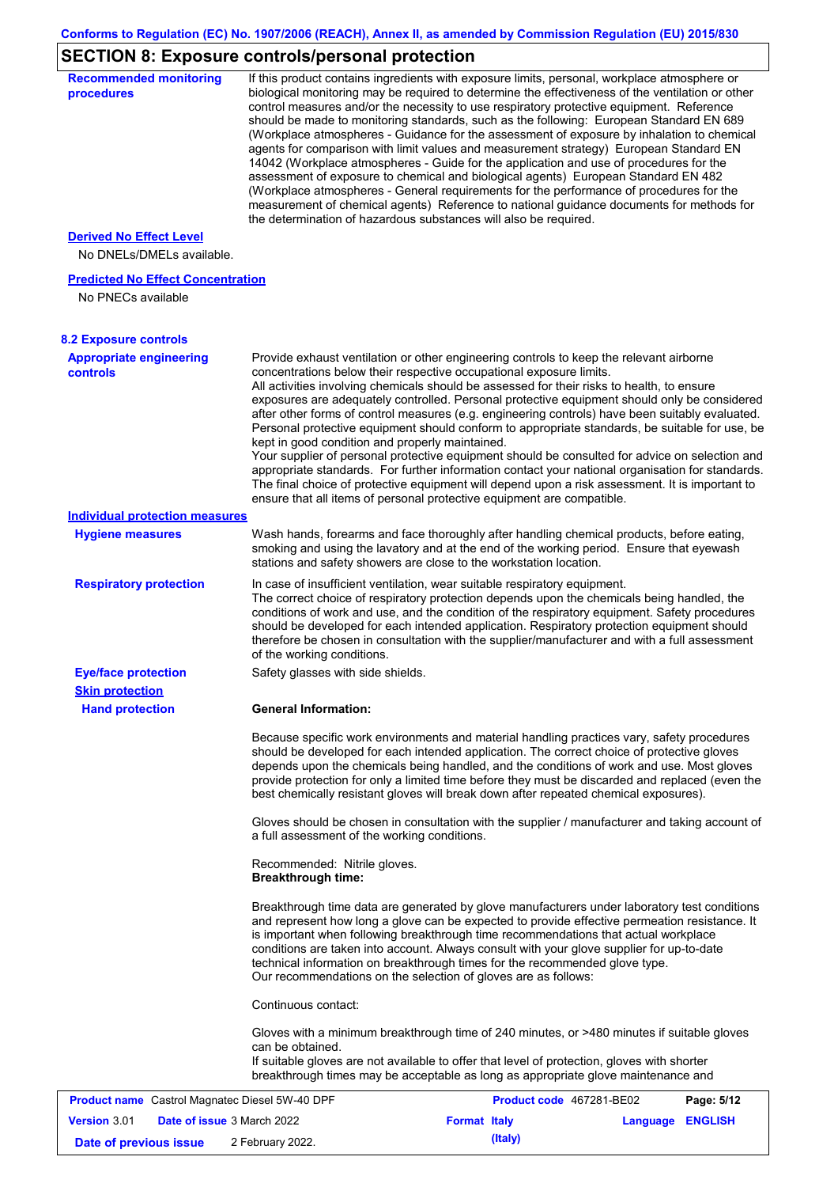## SECTION 8: Exposure controls/personal protection

**Recommended monitoring procedures**

If this product contains ingredients with exposure limits, personal, workplace atmosphere or biological monitoring may be required to determine the effectiveness of the ventilation or other control measures and/or the necessity to use respiratory protective equipment. Reference should be made to monitoring standards, such as the following: European Standard EN 689 (Workplace atmospheres - Guidance for the assessment of exposure by inhalation to chemical agents for comparison with limit values and measurement strategy) European Standard EN 14042 (Workplace atmospheres - Guide for the application and use of procedures for the assessment of exposure to chemical and biological agents) European Standard EN 482 (Workplace atmospheres - General requirements for the performance of procedures for the measurement of chemical agents) Reference to national guidance documents for methods for the determination of hazardous substances will also be required.

**Derived No Effect Level**

No DNELs/DMELs available.

**Predicted No Effect Concentration**

No PNECs available

### 8.2 Exposure controls

**Appropriate engineering controls**

Provide exhaust ventilation or other engineering controls to keep the relevant airborne concentrations below their respective occupational exposure limits.
All activities involving chemicals should be assessed for their risks to health, to ensure exposures are adequately controlled. Personal protective equipment should only be considered after other forms of control measures (e.g. engineering controls) have been suitably evaluated. Personal protective equipment should conform to appropriate standards, be suitable for use, be kept in good condition and properly maintained.
Your supplier of personal protective equipment should be consulted for advice on selection and appropriate standards. For further information contact your national organisation for standards. The final choice of protective equipment will depend upon a risk assessment. It is important to ensure that all items of personal protective equipment are compatible.

**Individual protection measures**

**Hygiene measures**

Wash hands, forearms and face thoroughly after handling chemical products, before eating, smoking and using the lavatory and at the end of the working period. Ensure that eyewash stations and safety showers are close to the workstation location.

**Respiratory protection**

In case of insufficient ventilation, wear suitable respiratory equipment.
The correct choice of respiratory protection depends upon the chemicals being handled, the conditions of work and use, and the condition of the respiratory equipment. Safety procedures should be developed for each intended application. Respiratory protection equipment should therefore be chosen in consultation with the supplier/manufacturer and with a full assessment of the working conditions.

**Eye/face protection**

Safety glasses with side shields.

**Skin protection**

**Hand protection**

**General Information:**

Because specific work environments and material handling practices vary, safety procedures should be developed for each intended application. The correct choice of protective gloves depends upon the chemicals being handled, and the conditions of work and use. Most gloves provide protection for only a limited time before they must be discarded and replaced (even the best chemically resistant gloves will break down after repeated chemical exposures).

Gloves should be chosen in consultation with the supplier / manufacturer and taking account of a full assessment of the working conditions.

Recommended: Nitrile gloves.
**Breakthrough time:**

Breakthrough time data are generated by glove manufacturers under laboratory test conditions and represent how long a glove can be expected to provide effective permeation resistance. It is important when following breakthrough time recommendations that actual workplace conditions are taken into account. Always consult with your glove supplier for up-to-date technical information on breakthrough times for the recommended glove type.
Our recommendations on the selection of gloves are as follows:

Continuous contact:

Gloves with a minimum breakthrough time of 240 minutes, or >480 minutes if suitable gloves can be obtained.
If suitable gloves are not available to offer that level of protection, gloves with shorter breakthrough times may be acceptable as long as appropriate glove maintenance and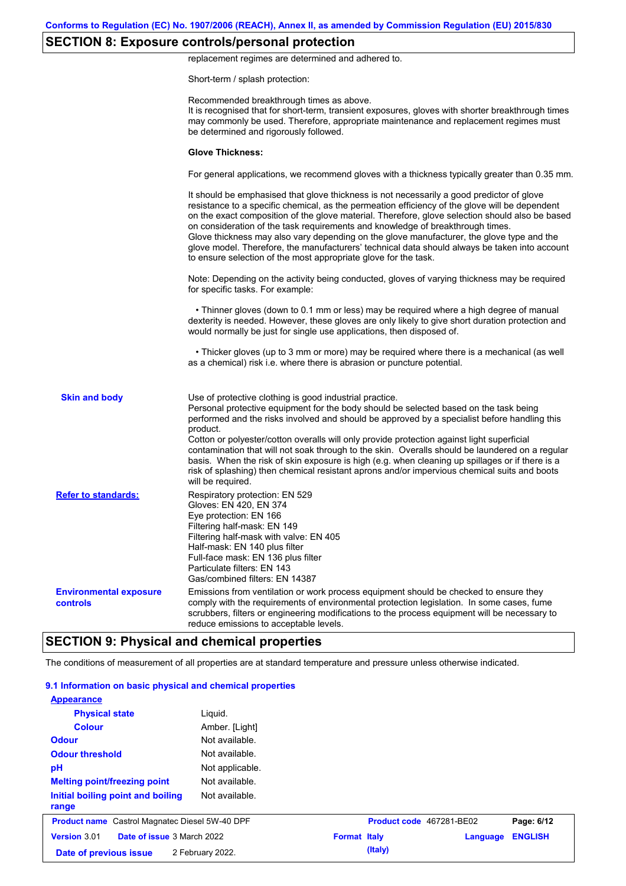## SECTION 8: Exposure controls/personal protection

replacement regimes are determined and adhered to.

Short-term / splash protection:

Recommended breakthrough times as above.
It is recognised that for short-term, transient exposures, gloves with shorter breakthrough times may commonly be used. Therefore, appropriate maintenance and replacement regimes must be determined and rigorously followed.

**Glove Thickness:**

For general applications, we recommend gloves with a thickness typically greater than 0.35 mm.

It should be emphasised that glove thickness is not necessarily a good predictor of glove resistance to a specific chemical, as the permeation efficiency of the glove will be dependent on the exact composition of the glove material. Therefore, glove selection should also be based on consideration of the task requirements and knowledge of breakthrough times.
Glove thickness may also vary depending on the glove manufacturer, the glove type and the glove model. Therefore, the manufacturers' technical data should always be taken into account to ensure selection of the most appropriate glove for the task.

Note: Depending on the activity being conducted, gloves of varying thickness may be required for specific tasks. For example:

- Thinner gloves (down to 0.1 mm or less) may be required where a high degree of manual dexterity is needed. However, these gloves are only likely to give short duration protection and would normally be just for single use applications, then disposed of.

- Thicker gloves (up to 3 mm or more) may be required where there is a mechanical (as well as a chemical) risk i.e. where there is abrasion or puncture potential.

**Skin and body**

Use of protective clothing is good industrial practice.
Personal protective equipment for the body should be selected based on the task being performed and the risks involved and should be approved by a specialist before handling this product.
Cotton or polyester/cotton overalls will only provide protection against light superficial contamination that will not soak through to the skin. Overalls should be laundered on a regular basis. When the risk of skin exposure is high (e.g. when cleaning up spillages or if there is a risk of splashing) then chemical resistant aprons and/or impervious chemical suits and boots will be required.

**Refer to standards:**

Respiratory protection: EN 529
Gloves: EN 420, EN 374
Eye protection: EN 166
Filtering half-mask: EN 149
Filtering half-mask with valve: EN 405
Half-mask: EN 140 plus filter
Full-face mask: EN 136 plus filter
Particulate filters: EN 143
Gas/combined filters: EN 14387

**Environmental exposure controls**

Emissions from ventilation or work process equipment should be checked to ensure they comply with the requirements of environmental protection legislation. In some cases, fume scrubbers, filters or engineering modifications to the process equipment will be necessary to reduce emissions to acceptable levels.

## SECTION 9: Physical and chemical properties

The conditions of measurement of all properties are at standard temperature and pressure unless otherwise indicated.

### 9.1 Information on basic physical and chemical properties

| Property | Value |
|---|---|
| **Appearance** | |
| Physical state | Liquid. |
| Colour | Amber. [Light] |
| Odour | Not available. |
| Odour threshold | Not available. |
| pH | Not applicable. |
| Melting point/freezing point | Not available. |
| Initial boiling point and boiling range | Not available. |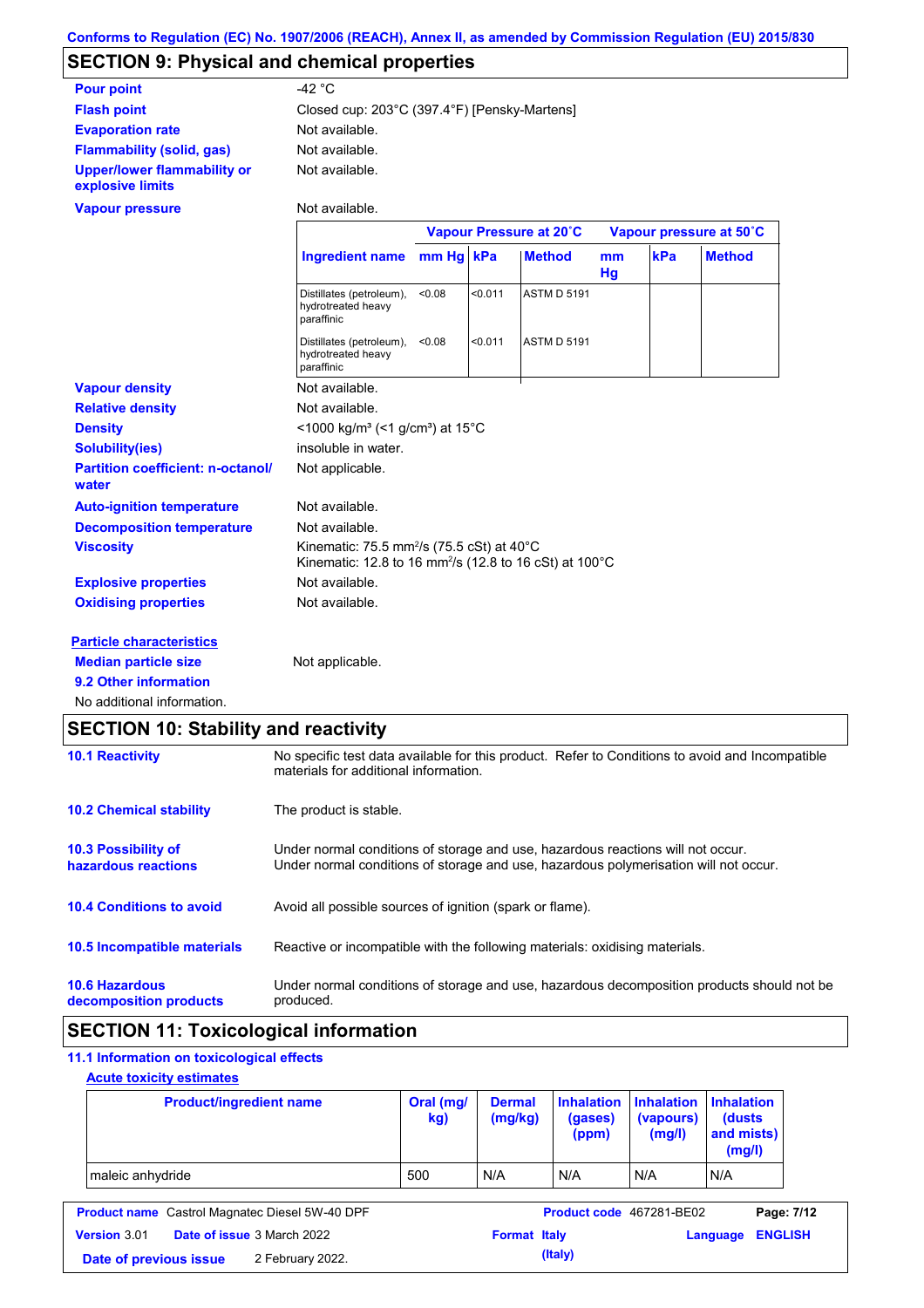Conforms to Regulation (EC) No. 1907/2006 (REACH), Annex II, as amended by Commission Regulation (EU) 2015/830

## SECTION 9: Physical and chemical properties

**Pour point**: -42 °C

**Flash point**: Closed cup: 203°C (397.4°F) [Pensky-Martens]

**Evaporation rate**: Not available.

**Flammability (solid, gas)**: Not available.

**Upper/lower flammability or explosive limits**: Not available.

**Vapour pressure**: Not available.

| | Vapour Pressure at 20˚C | | | Vapour pressure at 50˚C | | |
|---|---|---|---|---|---|---|
| **Ingredient name** | **mm Hg** | **kPa** | **Method** | **mm Hg** | **kPa** | **Method** |
| Distillates (petroleum), hydrotreated heavy paraffinic | <0.08 | <0.011 | ASTM D 5191 | | | |
| Distillates (petroleum), hydrotreated heavy paraffinic | <0.08 | <0.011 | ASTM D 5191 | | | |

**Vapour density**: Not available.

**Relative density**: Not available.

**Density**: <1000 kg/m³ (<1 g/cm³) at 15°C

**Solubility(ies)**: insoluble in water.

**Partition coefficient: n-octanol/ water**: Not applicable.

**Auto-ignition temperature**: Not available.

**Decomposition temperature**: Not available.

**Viscosity**: Kinematic: 75.5 mm²/s (75.5 cSt) at 40°C
Kinematic: 12.8 to 16 mm²/s (12.8 to 16 cSt) at 100°C

**Explosive properties**: Not available.

**Oxidising properties**: Not available.

**Particle characteristics**

**Median particle size**: Not applicable.

**9.2 Other information**

No additional information.

## SECTION 10: Stability and reactivity

**10.1 Reactivity**: No specific test data available for this product. Refer to Conditions to avoid and Incompatible materials for additional information.

**10.2 Chemical stability**: The product is stable.

**10.3 Possibility of hazardous reactions**: Under normal conditions of storage and use, hazardous reactions will not occur.
Under normal conditions of storage and use, hazardous polymerisation will not occur.

**10.4 Conditions to avoid**: Avoid all possible sources of ignition (spark or flame).

**10.5 Incompatible materials**: Reactive or incompatible with the following materials: oxidising materials.

**10.6 Hazardous decomposition products**: Under normal conditions of storage and use, hazardous decomposition products should not be produced.

## SECTION 11: Toxicological information

### 11.1 Information on toxicological effects

**Acute toxicity estimates**

| Product/ingredient name | Oral (mg/kg) | Dermal (mg/kg) | Inhalation (gases) (ppm) | Inhalation (vapours) (mg/l) | Inhalation (dusts and mists) (mg/l) |
|---|---|---|---|---|---|
| maleic anhydride | 500 | N/A | N/A | N/A | N/A |

| **Product name** Castrol Magnatec Diesel 5W-40 DPF | **Product code** 467281-BE02 | |
|---|---|---|
| **Version** 3.01 **Date of issue** 3 March 2022 | **Format** Italy (Italy) | **Language** ENGLISH |
| **Date of previous issue** 2 February 2022. | | |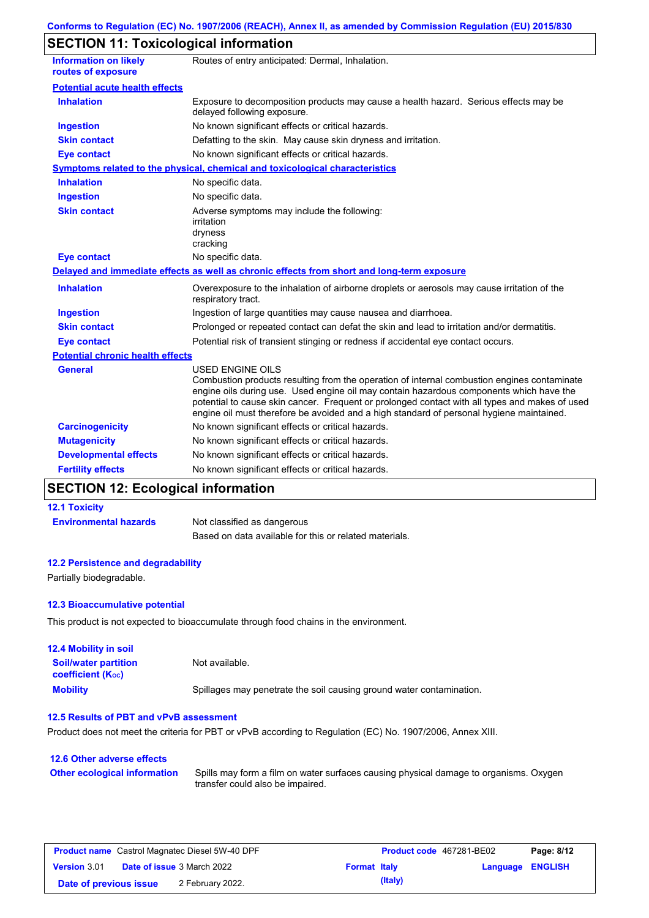Conforms to Regulation (EC) No. 1907/2006 (REACH), Annex II, as amended by Commission Regulation (EU) 2015/830

## SECTION 11: Toxicological information

| | |
|---|---|
| **Information on likely routes of exposure** | Routes of entry anticipated: Dermal, Inhalation. |

**Potential acute health effects**

| | |
|---|---|
| **Inhalation** | Exposure to decomposition products may cause a health hazard. Serious effects may be delayed following exposure. |
| **Ingestion** | No known significant effects or critical hazards. |
| **Skin contact** | Defatting to the skin. May cause skin dryness and irritation. |
| **Eye contact** | No known significant effects or critical hazards. |

**Symptoms related to the physical, chemical and toxicological characteristics**

| | |
|---|---|
| **Inhalation** | No specific data. |
| **Ingestion** | No specific data. |
| **Skin contact** | Adverse symptoms may include the following:<br>irritation<br>dryness<br>cracking |
| **Eye contact** | No specific data. |

**Delayed and immediate effects as well as chronic effects from short and long-term exposure**

| | |
|---|---|
| **Inhalation** | Overexposure to the inhalation of airborne droplets or aerosols may cause irritation of the respiratory tract. |
| **Ingestion** | Ingestion of large quantities may cause nausea and diarrhoea. |
| **Skin contact** | Prolonged or repeated contact can defat the skin and lead to irritation and/or dermatitis. |
| **Eye contact** | Potential risk of transient stinging or redness if accidental eye contact occurs. |

**Potential chronic health effects**

| | |
|---|---|
| **General** | USED ENGINE OILS<br>Combustion products resulting from the operation of internal combustion engines contaminate engine oils during use. Used engine oil may contain hazardous components which have the potential to cause skin cancer. Frequent or prolonged contact with all types and makes of used engine oil must therefore be avoided and a high standard of personal hygiene maintained. |
| **Carcinogenicity** | No known significant effects or critical hazards. |
| **Mutagenicity** | No known significant effects or critical hazards. |
| **Developmental effects** | No known significant effects or critical hazards. |
| **Fertility effects** | No known significant effects or critical hazards. |

## SECTION 12: Ecological information

### 12.1 Toxicity

| | |
|---|---|
| **Environmental hazards** | Not classified as dangerous<br>Based on data available for this or related materials. |

### 12.2 Persistence and degradability

Partially biodegradable.

### 12.3 Bioaccumulative potential

This product is not expected to bioaccumulate through food chains in the environment.

### 12.4 Mobility in soil

| | |
|---|---|
| **Soil/water partition coefficient ($K_{OC}$)** | Not available. |
| **Mobility** | Spillages may penetrate the soil causing ground water contamination. |

### 12.5 Results of PBT and vPvB assessment

Product does not meet the criteria for PBT or vPvB according to Regulation (EC) No. 1907/2006, Annex XIII.

### 12.6 Other adverse effects

| | |
|---|---|
| **Other ecological information** | Spills may form a film on water surfaces causing physical damage to organisms. Oxygen transfer could also be impaired. |

| | | | |
|---|---|---|---|
| **Product name** Castrol Magnatec Diesel 5W-40 DPF | | **Product code** 467281-BE02 | |
| **Version** 3.01 | **Date of issue** 3 March 2022 | **Format** Italy (Italy) | **Language** ENGLISH |
| **Date of previous issue** | 2 February 2022. | | |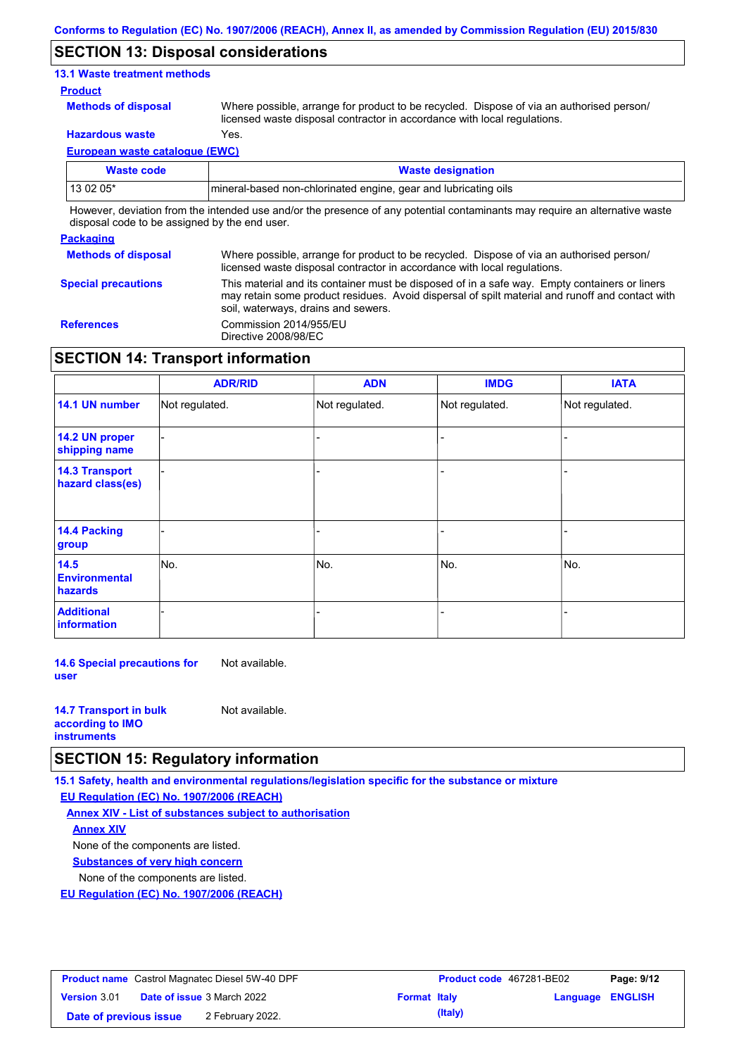## SECTION 13: Disposal considerations

### 13.1 Waste treatment methods

**Product**

**Methods of disposal** Where possible, arrange for product to be recycled. Dispose of via an authorised person/ licensed waste disposal contractor in accordance with local regulations.

**Hazardous waste** Yes.

**European waste catalogue (EWC)**

| Waste code | Waste designation |
|---|---|
| 13 02 05* | mineral-based non-chlorinated engine, gear and lubricating oils |

However, deviation from the intended use and/or the presence of any potential contaminants may require an alternative waste disposal code to be assigned by the end user.

**Packaging**

**Methods of disposal** Where possible, arrange for product to be recycled. Dispose of via an authorised person/ licensed waste disposal contractor in accordance with local regulations.

**Special precautions** This material and its container must be disposed of in a safe way. Empty containers or liners may retain some product residues. Avoid dispersal of spilt material and runoff and contact with soil, waterways, drains and sewers.

**References** Commission 2014/955/EU
Directive 2008/98/EC

## SECTION 14: Transport information

| | ADR/RID | ADN | IMDG | IATA |
|---|---|---|---|---|
| 14.1 UN number | Not regulated. | Not regulated. | Not regulated. | Not regulated. |
| 14.2 UN proper shipping name | - | - | - | - |
| 14.3 Transport hazard class(es) | - | - | - | - |
| 14.4 Packing group | - | - | - | - |
| 14.5 Environmental hazards | No. | No. | No. | No. |
| Additional information | - | - | - | - |

**14.6 Special precautions for user** Not available.

**14.7 Transport in bulk according to IMO instruments** Not available.

## SECTION 15: Regulatory information

### 15.1 Safety, health and environmental regulations/legislation specific for the substance or mixture

**EU Regulation (EC) No. 1907/2006 (REACH)**

**Annex XIV - List of substances subject to authorisation**

**Annex XIV**

None of the components are listed.

**Substances of very high concern**

None of the components are listed.

**EU Regulation (EC) No. 1907/2006 (REACH)**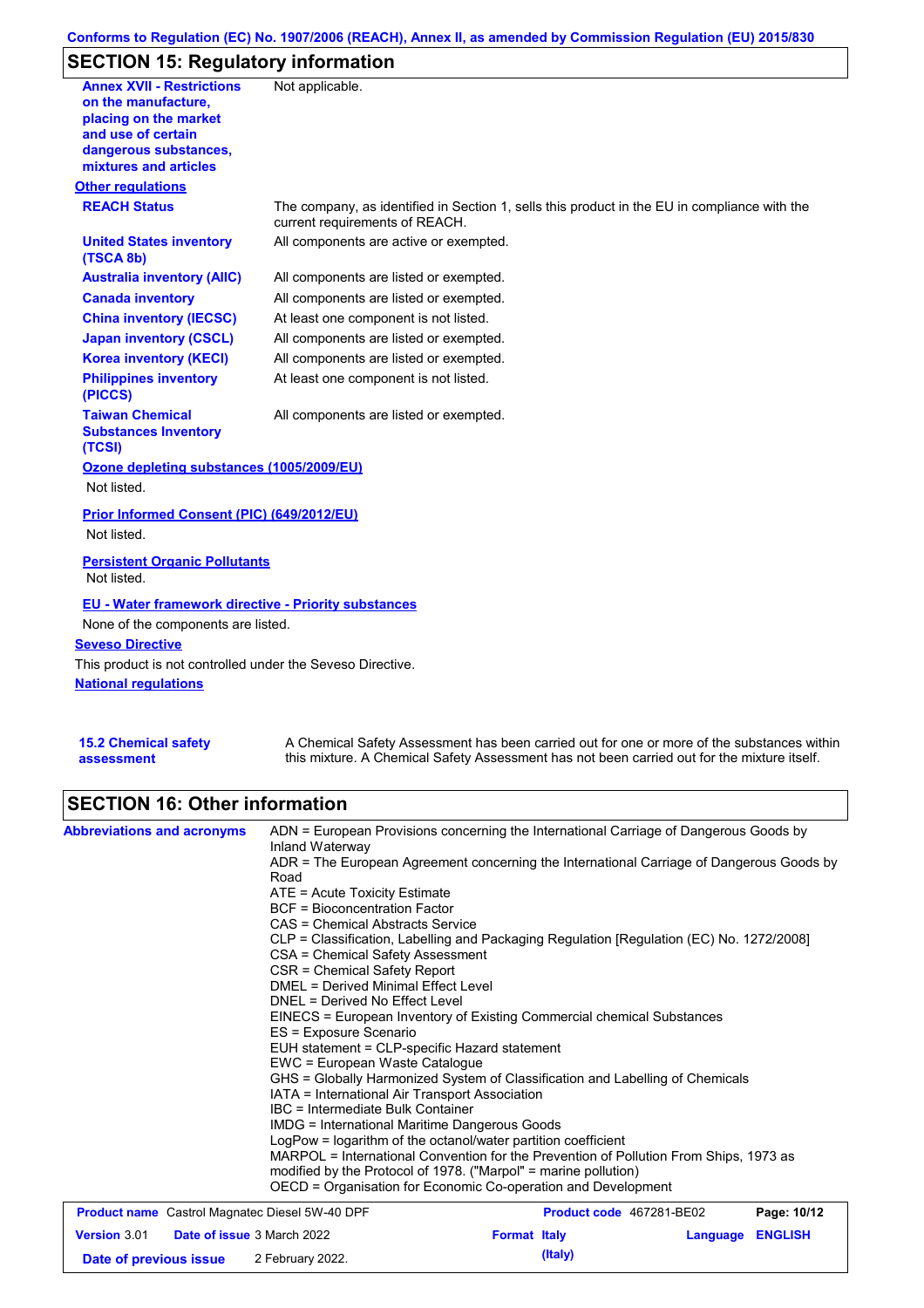## SECTION 15: Regulatory information

| | |
|---|---|
| **Annex XVII - Restrictions on the manufacture, placing on the market and use of certain dangerous substances, mixtures and articles** | Not applicable. |

**Other regulations**

| | |
|---|---|
| **REACH Status** | The company, as identified in Section 1, sells this product in the EU in compliance with the current requirements of REACH. |
| **United States inventory (TSCA 8b)** | All components are active or exempted. |
| **Australia inventory (AIIC)** | All components are listed or exempted. |
| **Canada inventory** | All components are listed or exempted. |
| **China inventory (IECSC)** | At least one component is not listed. |
| **Japan inventory (CSCL)** | All components are listed or exempted. |
| **Korea inventory (KECI)** | All components are listed or exempted. |
| **Philippines inventory (PICCS)** | At least one component is not listed. |
| **Taiwan Chemical Substances Inventory (TCSI)** | All components are listed or exempted. |

**Ozone depleting substances (1005/2009/EU)**

Not listed.

**Prior Informed Consent (PIC) (649/2012/EU)**

Not listed.

**Persistent Organic Pollutants**

Not listed.

**EU - Water framework directive - Priority substances**

None of the components are listed.

**Seveso Directive**

This product is not controlled under the Seveso Directive.

**National regulations**

**15.2 Chemical safety assessment**

A Chemical Safety Assessment has been carried out for one or more of the substances within this mixture. A Chemical Safety Assessment has not been carried out for the mixture itself.

## SECTION 16: Other information

**Abbreviations and acronyms**

ADN = European Provisions concerning the International Carriage of Dangerous Goods by Inland Waterway
ADR = The European Agreement concerning the International Carriage of Dangerous Goods by Road
ATE = Acute Toxicity Estimate
BCF = Bioconcentration Factor
CAS = Chemical Abstracts Service
CLP = Classification, Labelling and Packaging Regulation [Regulation (EC) No. 1272/2008]
CSA = Chemical Safety Assessment
CSR = Chemical Safety Report
DMEL = Derived Minimal Effect Level
DNEL = Derived No Effect Level
EINECS = European Inventory of Existing Commercial chemical Substances
ES = Exposure Scenario
EUH statement = CLP-specific Hazard statement
EWC = European Waste Catalogue
GHS = Globally Harmonized System of Classification and Labelling of Chemicals
IATA = International Air Transport Association
IBC = Intermediate Bulk Container
IMDG = International Maritime Dangerous Goods
LogPow = logarithm of the octanol/water partition coefficient
MARPOL = International Convention for the Prevention of Pollution From Ships, 1973 as modified by the Protocol of 1978. ("Marpol" = marine pollution)
OECD = Organisation for Economic Co-operation and Development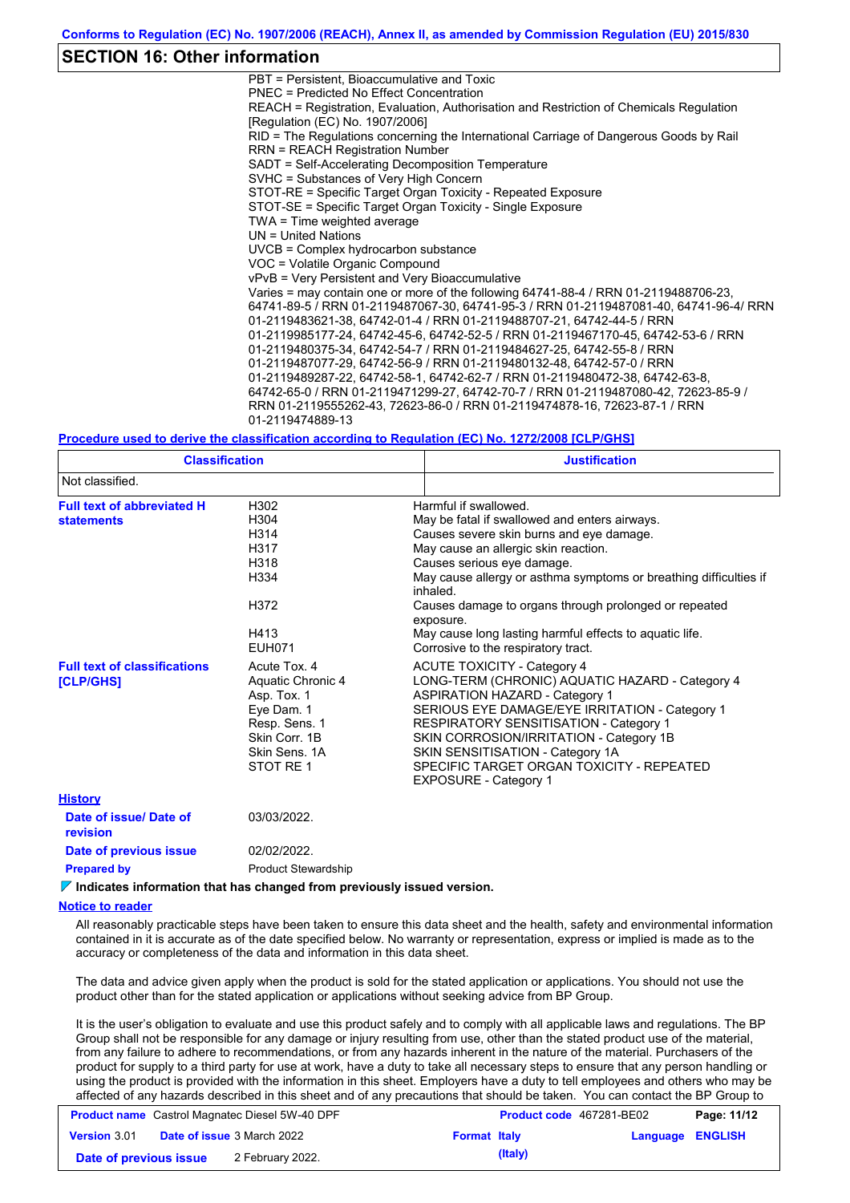## SECTION 16: Other information

PBT = Persistent, Bioaccumulative and Toxic
PNEC = Predicted No Effect Concentration
REACH = Registration, Evaluation, Authorisation and Restriction of Chemicals Regulation [Regulation (EC) No. 1907/2006]
RID = The Regulations concerning the International Carriage of Dangerous Goods by Rail
RRN = REACH Registration Number
SADT = Self-Accelerating Decomposition Temperature
SVHC = Substances of Very High Concern
STOT-RE = Specific Target Organ Toxicity - Repeated Exposure
STOT-SE = Specific Target Organ Toxicity - Single Exposure
TWA = Time weighted average
UN = United Nations
UVCB = Complex hydrocarbon substance
VOC = Volatile Organic Compound
vPvB = Very Persistent and Very Bioaccumulative
Varies = may contain one or more of the following 64741-88-4 / RRN 01-2119488706-23, 64741-89-5 / RRN 01-2119487067-30, 64741-95-3 / RRN 01-2119487081-40, 64741-96-4/ RRN 01-2119483621-38, 64742-01-4 / RRN 01-2119488707-21, 64742-44-5 / RRN 01-2119985177-24, 64742-45-6, 64742-52-5 / RRN 01-2119467170-45, 64742-53-6 / RRN 01-2119480375-34, 64742-54-7 / RRN 01-2119484627-25, 64742-55-8 / RRN 01-2119487077-29, 64742-56-9 / RRN 01-2119480132-48, 64742-57-0 / RRN 01-2119489287-22, 64742-58-1, 64742-62-7 / RRN 01-2119480472-38, 64742-63-8, 64742-65-0 / RRN 01-2119471299-27, 64742-70-7 / RRN 01-2119487080-42, 72623-85-9 / RRN 01-2119555262-43, 72623-86-0 / RRN 01-2119474878-16, 72623-87-1 / RRN 01-2119474889-13

**Procedure used to derive the classification according to Regulation (EC) No. 1272/2008 [CLP/GHS]**

| Classification | Justification |
|---|---|
| Not classified. | |

**Full text of abbreviated H statements**

| | |
|---|---|
| H302 | Harmful if swallowed. |
| H304 | May be fatal if swallowed and enters airways. |
| H314 | Causes severe skin burns and eye damage. |
| H317 | May cause an allergic skin reaction. |
| H318 | Causes serious eye damage. |
| H334 | May cause allergy or asthma symptoms or breathing difficulties if inhaled. |
| H372 | Causes damage to organs through prolonged or repeated exposure. |
| H413 | May cause long lasting harmful effects to aquatic life. |
| EUH071 | Corrosive to the respiratory tract. |

**Full text of classifications [CLP/GHS]**

| | |
|---|---|
| Acute Tox. 4 | ACUTE TOXICITY - Category 4 |
| Aquatic Chronic 4 | LONG-TERM (CHRONIC) AQUATIC HAZARD - Category 4 |
| Asp. Tox. 1 | ASPIRATION HAZARD - Category 1 |
| Eye Dam. 1 | SERIOUS EYE DAMAGE/EYE IRRITATION - Category 1 |
| Resp. Sens. 1 | RESPIRATORY SENSITISATION - Category 1 |
| Skin Corr. 1B | SKIN CORROSION/IRRITATION - Category 1B |
| Skin Sens. 1A | SKIN SENSITISATION - Category 1A |
| STOT RE 1 | SPECIFIC TARGET ORGAN TOXICITY - REPEATED EXPOSURE - Category 1 |

**History**

**Date of issue/ Date of revision**: 03/03/2022.

**Date of previous issue**: 02/02/2022.

**Prepared by**: Product Stewardship

**Indicates information that has changed from previously issued version.**

**Notice to reader**

All reasonably practicable steps have been taken to ensure this data sheet and the health, safety and environmental information contained in it is accurate as of the date specified below. No warranty or representation, express or implied is made as to the accuracy or completeness of the data and information in this data sheet.

The data and advice given apply when the product is sold for the stated application or applications. You should not use the product other than for the stated application or applications without seeking advice from BP Group.

It is the user's obligation to evaluate and use this product safely and to comply with all applicable laws and regulations. The BP Group shall not be responsible for any damage or injury resulting from use, other than the stated product use of the material, from any failure to adhere to recommendations, or from any hazards inherent in the nature of the material. Purchasers of the product for supply to a third party for use at work, have a duty to take all necessary steps to ensure that any person handling or using the product is provided with the information in this sheet. Employers have a duty to tell employees and others who may be affected of any hazards described in this sheet and of any precautions that should be taken. You can contact the BP Group to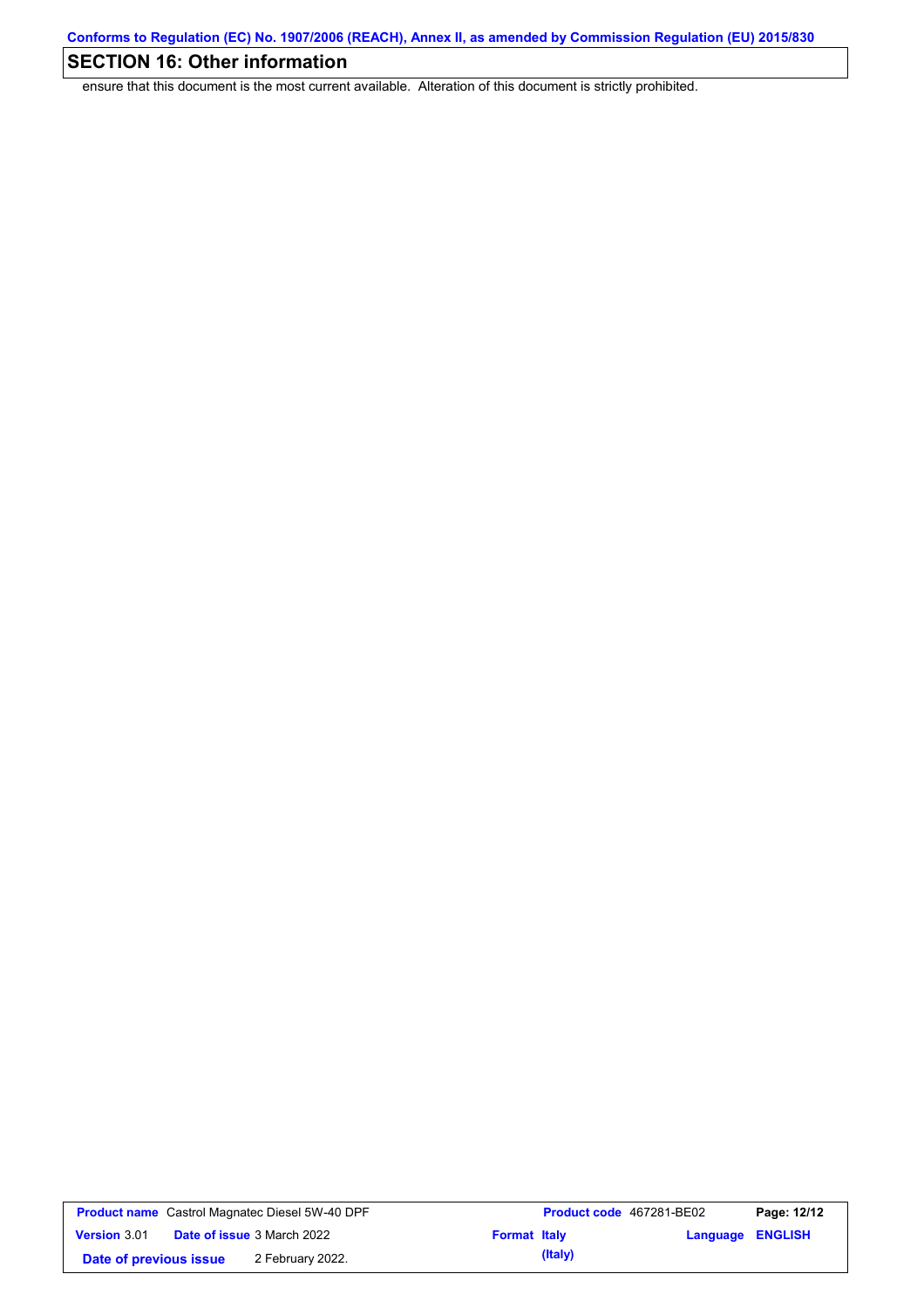## SECTION 16: Other information

ensure that this document is the most current available. Alteration of this document is strictly prohibited.